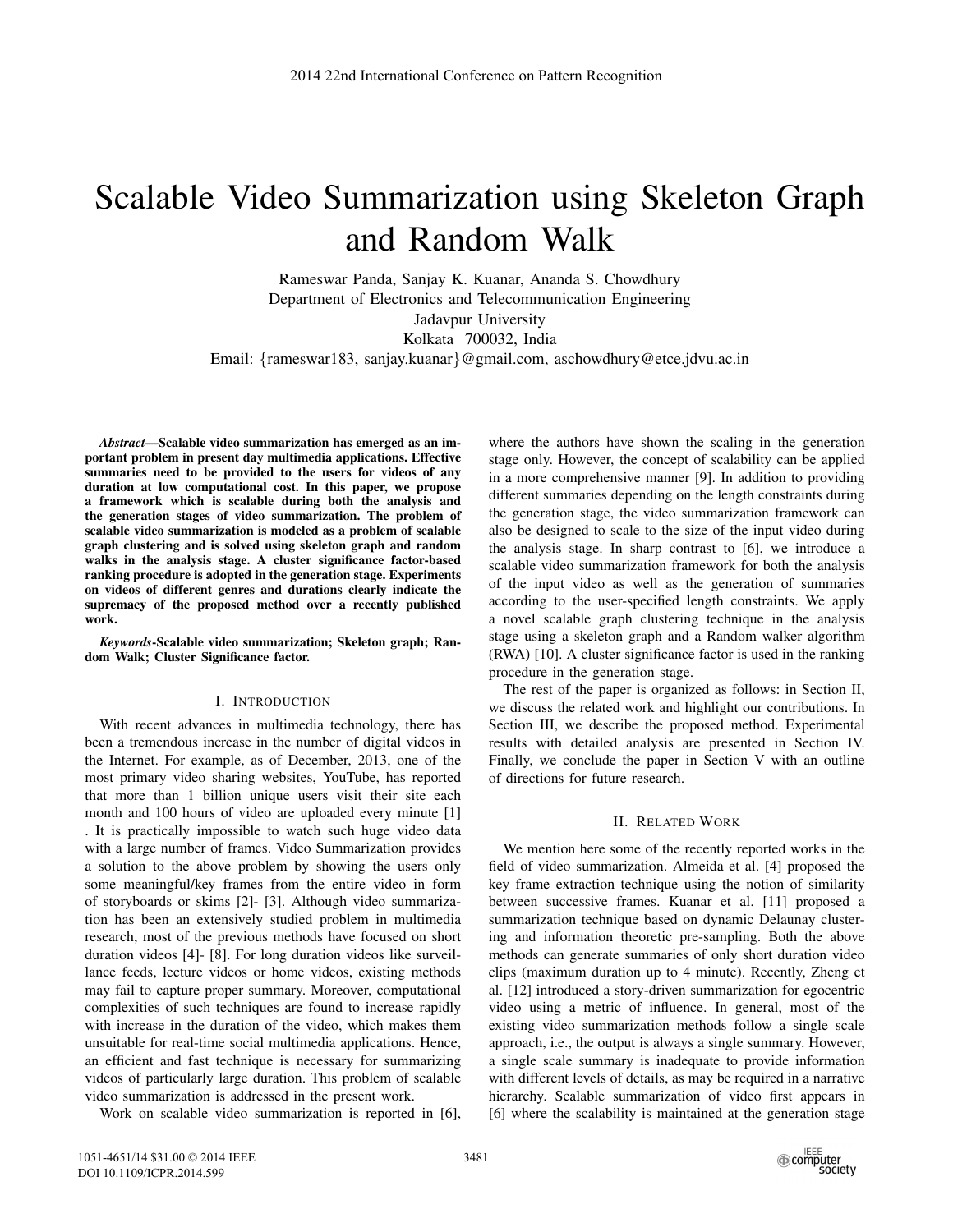# Scalable Video Summarization using Skeleton Graph and Random Walk

Rameswar Panda, Sanjay K. Kuanar, Ananda S. Chowdhury
Department of Electronics and Telecommunication Engineering
Jadavpur University
Kolkata 700032, India
Email: {rameswar183, sanjay.kuanar}@gmail.com, aschowdhury@etce.jdvu.ac.in

***Abstract*—Scalable video summarization has emerged as an important problem in present day multimedia applications. Effective summaries need to be provided to the users for videos of any duration at low computational cost. In this paper, we propose a framework which is scalable during both the analysis and the generation stages of video summarization. The problem of scalable video summarization is modeled as a problem of scalable graph clustering and is solved using skeleton graph and random walks in the analysis stage. A cluster significance factor-based ranking procedure is adopted in the generation stage. Experiments on videos of different genres and durations clearly indicate the supremacy of the proposed method over a recently published work.**

***Keywords*-Scalable video summarization; Skeleton graph; Random Walk; Cluster Significance factor.**

## I. Introduction

With recent advances in multimedia technology, there has been a tremendous increase in the number of digital videos in the Internet. For example, as of December, 2013, one of the most primary video sharing websites, YouTube, has reported that more than 1 billion unique users visit their site each month and 100 hours of video are uploaded every minute [1] . It is practically impossible to watch such huge video data with a large number of frames. Video Summarization provides a solution to the above problem by showing the users only some meaningful/key frames from the entire video in form of storyboards or skims [2]- [3]. Although video summarization has been an extensively studied problem in multimedia research, most of the previous methods have focused on short duration videos [4]- [8]. For long duration videos like surveillance feeds, lecture videos or home videos, existing methods may fail to capture proper summary. Moreover, computational complexities of such techniques are found to increase rapidly with increase in the duration of the video, which makes them unsuitable for real-time social multimedia applications. Hence, an efficient and fast technique is necessary for summarizing videos of particularly large duration. This problem of scalable video summarization is addressed in the present work.

Work on scalable video summarization is reported in [6], where the authors have shown the scaling in the generation stage only. However, the concept of scalability can be applied in a more comprehensive manner [9]. In addition to providing different summaries depending on the length constraints during the generation stage, the video summarization framework can also be designed to scale to the size of the input video during the analysis stage. In sharp contrast to [6], we introduce a scalable video summarization framework for both the analysis of the input video as well as the generation of summaries according to the user-specified length constraints. We apply a novel scalable graph clustering technique in the analysis stage using a skeleton graph and a Random walker algorithm (RWA) [10]. A cluster significance factor is used in the ranking procedure in the generation stage.

The rest of the paper is organized as follows: in Section II, we discuss the related work and highlight our contributions. In Section III, we describe the proposed method. Experimental results with detailed analysis are presented in Section IV. Finally, we conclude the paper in Section V with an outline of directions for future research.

## II. Related Work

We mention here some of the recently reported works in the field of video summarization. Almeida et al. [4] proposed the key frame extraction technique using the notion of similarity between successive frames. Kuanar et al. [11] proposed a summarization technique based on dynamic Delaunay clustering and information theoretic pre-sampling. Both the above methods can generate summaries of only short duration video clips (maximum duration up to 4 minute). Recently, Zheng et al. [12] introduced a story-driven summarization for egocentric video using a metric of influence. In general, most of the existing video summarization methods follow a single scale approach, i.e., the output is always a single summary. However, a single scale summary is inadequate to provide information with different levels of details, as may be required in a narrative hierarchy. Scalable summarization of video first appears in [6] where the scalability is maintained at the generation stage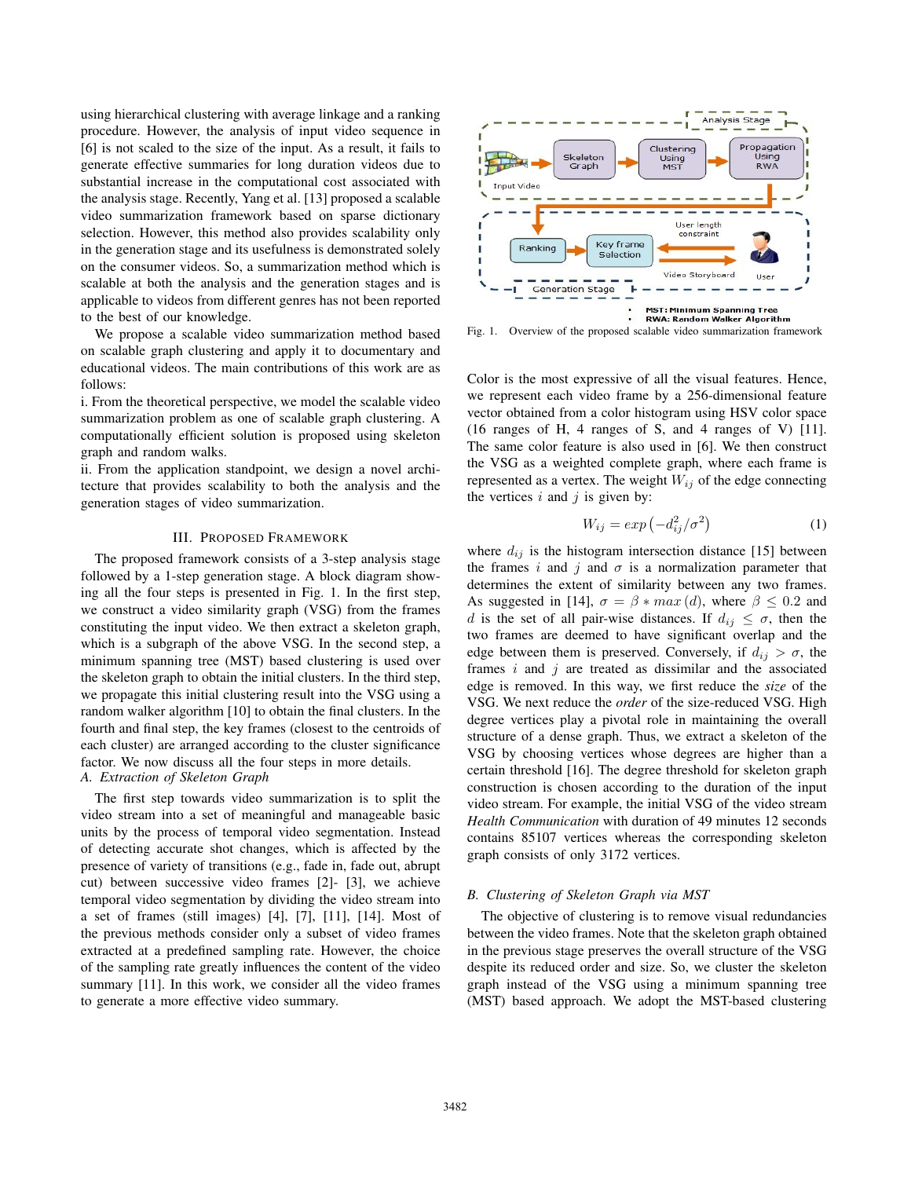using hierarchical clustering with average linkage and a ranking procedure. However, the analysis of input video sequence in [6] is not scaled to the size of the input. As a result, it fails to generate effective summaries for long duration videos due to substantial increase in the computational cost associated with the analysis stage. Recently, Yang et al. [13] proposed a scalable video summarization framework based on sparse dictionary selection. However, this method also provides scalability only in the generation stage and its usefulness is demonstrated solely on the consumer videos. So, a summarization method which is scalable at both the analysis and the generation stages and is applicable to videos from different genres has not been reported to the best of our knowledge.

We propose a scalable video summarization method based on scalable graph clustering and apply it to documentary and educational videos. The main contributions of this work are as follows:

i. From the theoretical perspective, we model the scalable video summarization problem as one of scalable graph clustering. A computationally efficient solution is proposed using skeleton graph and random walks.

ii. From the application standpoint, we design a novel architecture that provides scalability to both the analysis and the generation stages of video summarization.

## III. Proposed Framework

The proposed framework consists of a 3-step analysis stage followed by a 1-step generation stage. A block diagram showing all the four steps is presented in Fig. 1. In the first step, we construct a video similarity graph (VSG) from the frames constituting the input video. We then extract a skeleton graph, which is a subgraph of the above VSG. In the second step, a minimum spanning tree (MST) based clustering is used over the skeleton graph to obtain the initial clusters. In the third step, we propagate this initial clustering result into the VSG using a random walker algorithm [10] to obtain the final clusters. In the fourth and final step, the key frames (closest to the centroids of each cluster) are arranged according to the cluster significance factor. We now discuss all the four steps in more details.

### A. Extraction of Skeleton Graph

The first step towards video summarization is to split the video stream into a set of meaningful and manageable basic units by the process of temporal video segmentation. Instead of detecting accurate shot changes, which is affected by the presence of variety of transitions (e.g., fade in, fade out, abrupt cut) between successive video frames [2]- [3], we achieve temporal video segmentation by dividing the video stream into a set of frames (still images) [4], [7], [11], [14]. Most of the previous methods consider only a subset of video frames extracted at a predefined sampling rate. However, the choice of the sampling rate greatly influences the content of the video summary [11]. In this work, we consider all the video frames to generate a more effective video summary.

Analysis Stage

Input Video

Skeleton Graph

Clustering Using MST

Propagation Using RWA

User length constraint

Ranking

Key frame Selection

Video Storyboard

User

Generation Stage

• MST: Minimum Spanning Tree
• RWA: Random Walker Algorithm

Fig. 1. Overview of the proposed scalable video summarization framework

Color is the most expressive of all the visual features. Hence, we represent each video frame by a 256-dimensional feature vector obtained from a color histogram using HSV color space (16 ranges of H, 4 ranges of S, and 4 ranges of V) [11]. The same color feature is also used in [6]. We then construct the VSG as a weighted complete graph, where each frame is represented as a vertex. The weight $W_{ij}$ of the edge connecting the vertices $i$ and $j$ is given by:

$$W_{ij} = exp\left(-d_{ij}^2/\sigma^2\right) \tag{1}$$

where $d_{ij}$ is the histogram intersection distance [15] between the frames $i$ and $j$ and $\sigma$ is a normalization parameter that determines the extent of similarity between any two frames. As suggested in [14], $\sigma = \beta * max\,(d)$, where $\beta \leq 0.2$ and $d$ is the set of all pair-wise distances. If $d_{ij} \leq \sigma$, then the two frames are deemed to have significant overlap and the edge between them is preserved. Conversely, if $d_{ij} > \sigma$, the frames $i$ and $j$ are treated as dissimilar and the associated edge is removed. In this way, we first reduce the *size* of the VSG. We next reduce the *order* of the size-reduced VSG. High degree vertices play a pivotal role in maintaining the overall structure of a dense graph. Thus, we extract a skeleton of the VSG by choosing vertices whose degrees are higher than a certain threshold [16]. The degree threshold for skeleton graph construction is chosen according to the duration of the input video stream. For example, the initial VSG of the video stream *Health Communication* with duration of 49 minutes 12 seconds contains 85107 vertices whereas the corresponding skeleton graph consists of only 3172 vertices.

### B. Clustering of Skeleton Graph via MST

The objective of clustering is to remove visual redundancies between the video frames. Note that the skeleton graph obtained in the previous stage preserves the overall structure of the VSG despite its reduced order and size. So, we cluster the skeleton graph instead of the VSG using a minimum spanning tree (MST) based approach. We adopt the MST-based clustering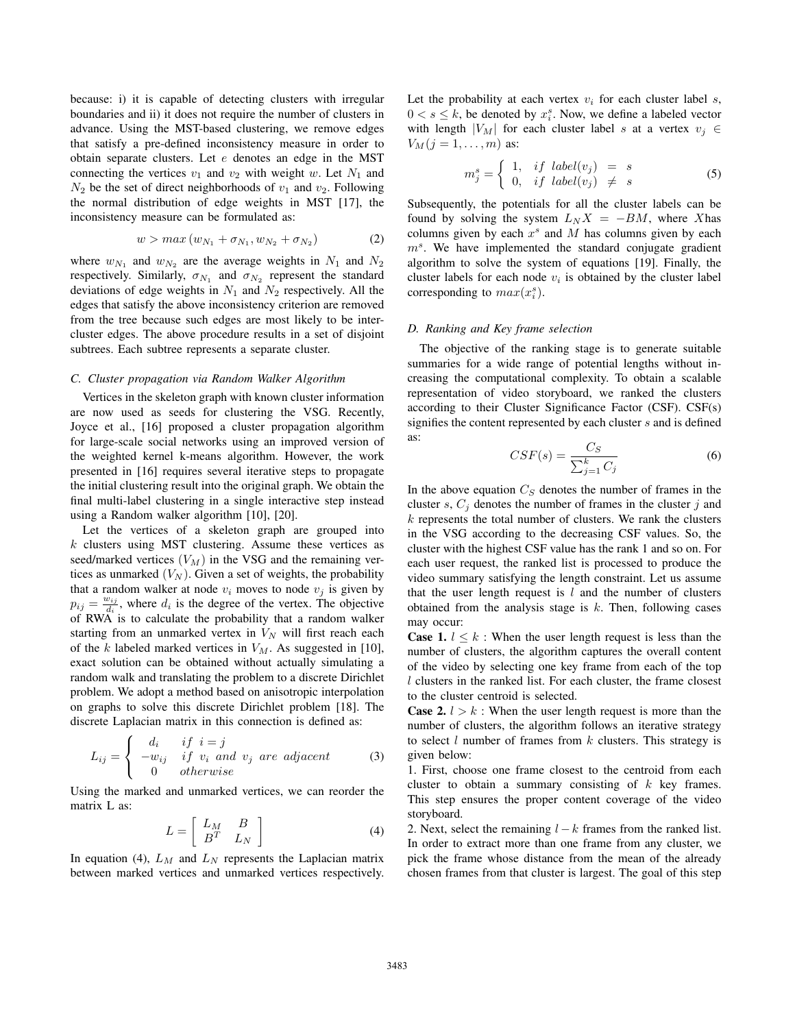because: i) it is capable of detecting clusters with irregular boundaries and ii) it does not require the number of clusters in advance. Using the MST-based clustering, we remove edges that satisfy a pre-defined inconsistency measure in order to obtain separate clusters. Let $e$ denotes an edge in the MST connecting the vertices $v_1$ and $v_2$ with weight $w$. Let $N_1$ and $N_2$ be the set of direct neighborhoods of $v_1$ and $v_2$. Following the normal distribution of edge weights in MST [17], the inconsistency measure can be formulated as:

$$w > max\left(w_{N_1} + \sigma_{N_1}, w_{N_2} + \sigma_{N_2}\right) \tag{2}$$

where $w_{N_1}$ and $w_{N_2}$ are the average weights in $N_1$ and $N_2$ respectively. Similarly, $\sigma_{N_1}$ and $\sigma_{N_2}$ represent the standard deviations of edge weights in $N_1$ and $N_2$ respectively. All the edges that satisfy the above inconsistency criterion are removed from the tree because such edges are most likely to be inter-cluster edges. The above procedure results in a set of disjoint subtrees. Each subtree represents a separate cluster.

### C. Cluster propagation via Random Walker Algorithm

Vertices in the skeleton graph with known cluster information are now used as seeds for clustering the VSG. Recently, Joyce et al., [16] proposed a cluster propagation algorithm for large-scale social networks using an improved version of the weighted kernel k-means algorithm. However, the work presented in [16] requires several iterative steps to propagate the initial clustering result into the original graph. We obtain the final multi-label clustering in a single interactive step instead using a Random walker algorithm [10], [20].

Let the vertices of a skeleton graph are grouped into $k$ clusters using MST clustering. Assume these vertices as seed/marked vertices ($V_M$) in the VSG and the remaining vertices as unmarked ($V_N$). Given a set of weights, the probability that a random walker at node $v_i$ moves to node $v_j$ is given by $p_{ij} = \frac{w_{ij}}{d_i}$, where $d_i$ is the degree of the vertex. The objective of RWA is to calculate the probability that a random walker starting from an unmarked vertex in $V_N$ will first reach each of the $k$ labeled marked vertices in $V_M$. As suggested in [10], exact solution can be obtained without actually simulating a random walk and translating the problem to a discrete Dirichlet problem. We adopt a method based on anisotropic interpolation on graphs to solve this discrete Dirichlet problem [18]. The discrete Laplacian matrix in this connection is defined as:

$$L_{ij} = \begin{cases} d_i & if\ \ i = j \\ -w_{ij} & if\ \ v_i\ and\ v_j\ are\ adjacent \\ 0 & otherwise \end{cases} \tag{3}$$

Using the marked and unmarked vertices, we can reorder the matrix L as:

$$L = \begin{bmatrix} L_M & B \\ B^T & L_N \end{bmatrix} \tag{4}$$

In equation (4), $L_M$ and $L_N$ represents the Laplacian matrix between marked vertices and unmarked vertices respectively. Let the probability at each vertex $v_i$ for each cluster label $s$, $0 < s \leq k$, be denoted by $x_i^s$. Now, we define a labeled vector with length $|V_M|$ for each cluster label $s$ at a vertex $v_j \in V_M(j = 1, \ldots, m)$ as:

$$m_j^s = \begin{cases} 1, & if\ label(v_j)\ =\ s \\ 0, & if\ label(v_j)\ \neq\ s \end{cases} \tag{5}$$

Subsequently, the potentials for all the cluster labels can be found by solving the system $L_N X = -BM$, where $X$has columns given by each $x^s$ and $M$ has columns given by each $m^s$. We have implemented the standard conjugate gradient algorithm to solve the system of equations [19]. Finally, the cluster labels for each node $v_i$ is obtained by the cluster label corresponding to $max(x_i^s)$.

### D. Ranking and Key frame selection

The objective of the ranking stage is to generate suitable summaries for a wide range of potential lengths without increasing the computational complexity. To obtain a scalable representation of video storyboard, we ranked the clusters according to their Cluster Significance Factor (CSF). CSF(s) signifies the content represented by each cluster $s$ and is defined as:

$$CSF(s) = \frac{C_S}{\sum_{j=1}^{k} C_j} \tag{6}$$

In the above equation $C_S$ denotes the number of frames in the cluster $s$, $C_j$ denotes the number of frames in the cluster $j$ and $k$ represents the total number of clusters. We rank the clusters in the VSG according to the decreasing CSF values. So, the cluster with the highest CSF value has the rank 1 and so on. For each user request, the ranked list is processed to produce the video summary satisfying the length constraint. Let us assume that the user length request is $l$ and the number of clusters obtained from the analysis stage is $k$. Then, following cases may occur:

**Case 1.** $l \leq k$ : When the user length request is less than the number of clusters, the algorithm captures the overall content of the video by selecting one key frame from each of the top $l$ clusters in the ranked list. For each cluster, the frame closest to the cluster centroid is selected.

**Case 2.** $l > k$ : When the user length request is more than the number of clusters, the algorithm follows an iterative strategy to select $l$ number of frames from $k$ clusters. This strategy is given below:

1. First, choose one frame closest to the centroid from each cluster to obtain a summary consisting of $k$ key frames. This step ensures the proper content coverage of the video storyboard.

2. Next, select the remaining $l - k$ frames from the ranked list. In order to extract more than one frame from any cluster, we pick the frame whose distance from the mean of the already chosen frames from that cluster is largest. The goal of this step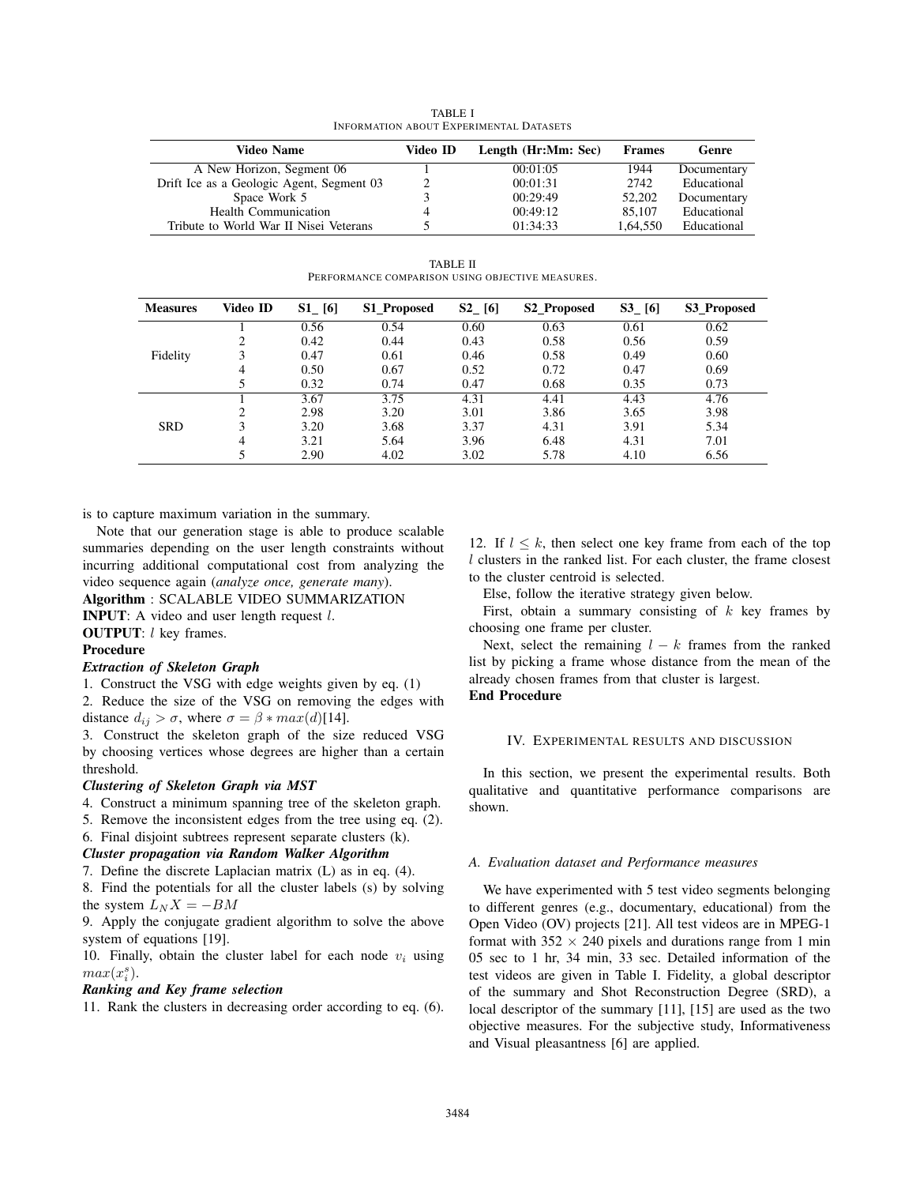TABLE I
INFORMATION ABOUT EXPERIMENTAL DATASETS

| Video Name | Video ID | Length (Hr:Mm: Sec) | Frames | Genre |
|---|---|---|---|---|
| A New Horizon, Segment 06 | 1 | 00:01:05 | 1944 | Documentary |
| Drift Ice as a Geologic Agent, Segment 03 | 2 | 00:01:31 | 2742 | Educational |
| Space Work 5 | 3 | 00:29:49 | 52,202 | Documentary |
| Health Communication | 4 | 00:49:12 | 85,107 | Educational |
| Tribute to World War II Nisei Veterans | 5 | 01:34:33 | 1,64,550 | Educational |

TABLE II
PERFORMANCE COMPARISON USING OBJECTIVE MEASURES.

| Measures | Video ID | S1_ [6] | S1_Proposed | S2_ [6] | S2_Proposed | S3_ [6] | S3_Proposed |
|---|---|---|---|---|---|---|---|
| Fidelity | 1 | 0.56 | 0.54 | 0.60 | 0.63 | 0.61 | 0.62 |
| | 2 | 0.42 | 0.44 | 0.43 | 0.58 | 0.56 | 0.59 |
| | 3 | 0.47 | 0.61 | 0.46 | 0.58 | 0.49 | 0.60 |
| | 4 | 0.50 | 0.67 | 0.52 | 0.72 | 0.47 | 0.69 |
| | 5 | 0.32 | 0.74 | 0.47 | 0.68 | 0.35 | 0.73 |
| SRD | 1 | 3.67 | 3.75 | 4.31 | 4.41 | 4.43 | 4.76 |
| | 2 | 2.98 | 3.20 | 3.01 | 3.86 | 3.65 | 3.98 |
| | 3 | 3.20 | 3.68 | 3.37 | 4.31 | 3.91 | 5.34 |
| | 4 | 3.21 | 5.64 | 3.96 | 6.48 | 4.31 | 7.01 |
| | 5 | 2.90 | 4.02 | 3.02 | 5.78 | 4.10 | 6.56 |

is to capture maximum variation in the summary.

Note that our generation stage is able to produce scalable summaries depending on the user length constraints without incurring additional computational cost from analyzing the video sequence again (*analyze once, generate many*).

**Algorithm** : SCALABLE VIDEO SUMMARIZATION
**INPUT**: A video and user length request $l$.
**OUTPUT**: $l$ key frames.
**Procedure**

***Extraction of Skeleton Graph***

1. Construct the VSG with edge weights given by eq. (1)
2. Reduce the size of the VSG on removing the edges with distance $d_{ij} > \sigma$, where $\sigma = \beta * max(d)$[14].
3. Construct the skeleton graph of the size reduced VSG by choosing vertices whose degrees are higher than a certain threshold.

***Clustering of Skeleton Graph via MST***

4. Construct a minimum spanning tree of the skeleton graph.
5. Remove the inconsistent edges from the tree using eq. (2).
6. Final disjoint subtrees represent separate clusters (k).

***Cluster propagation via Random Walker Algorithm***

7. Define the discrete Laplacian matrix (L) as in eq. (4).
8. Find the potentials for all the cluster labels (s) by solving the system $L_N X = -BM$
9. Apply the conjugate gradient algorithm to solve the above system of equations [19].
10. Finally, obtain the cluster label for each node $v_i$ using $max(x_i^s)$.

***Ranking and Key frame selection***

11. Rank the clusters in decreasing order according to eq. (6).
12. If $l \leq k$, then select one key frame from each of the top $l$ clusters in the ranked list. For each cluster, the frame closest to the cluster centroid is selected.

Else, follow the iterative strategy given below.

First, obtain a summary consisting of $k$ key frames by choosing one frame per cluster.

Next, select the remaining $l - k$ frames from the ranked list by picking a frame whose distance from the mean of the already chosen frames from that cluster is largest.

**End Procedure**

## IV. EXPERIMENTAL RESULTS AND DISCUSSION

In this section, we present the experimental results. Both qualitative and quantitative performance comparisons are shown.

### A. Evaluation dataset and Performance measures

We have experimented with 5 test video segments belonging to different genres (e.g., documentary, educational) from the Open Video (OV) projects [21]. All test videos are in MPEG-1 format with $352 \times 240$ pixels and durations range from 1 min 05 sec to 1 hr, 34 min, 33 sec. Detailed information of the test videos are given in Table I. Fidelity, a global descriptor of the summary and Shot Reconstruction Degree (SRD), a local descriptor of the summary [11], [15] are used as the two objective measures. For the subjective study, Informativeness and Visual pleasantness [6] are applied.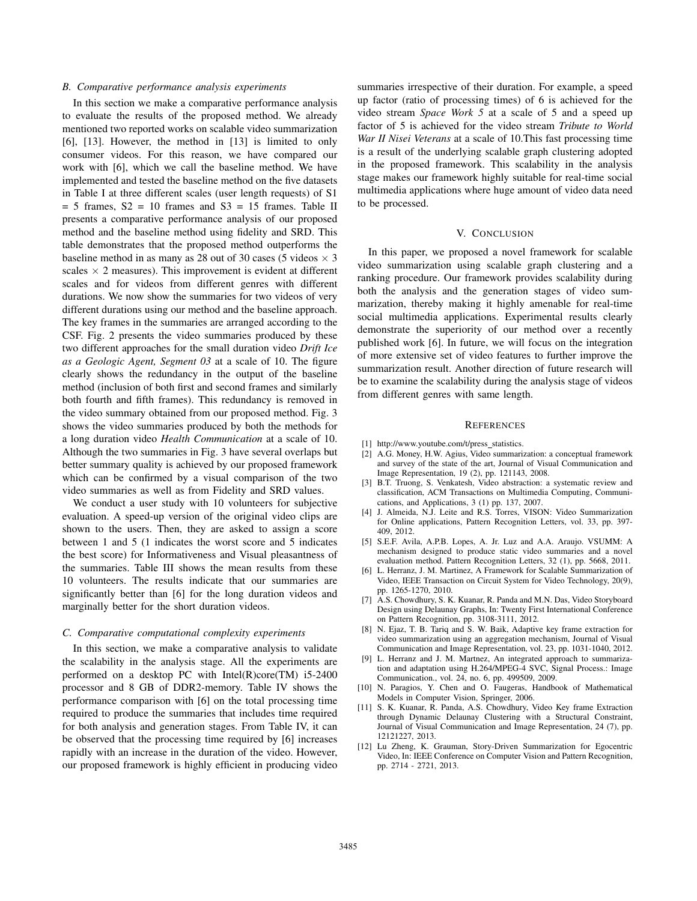### B. Comparative performance analysis experiments

In this section we make a comparative performance analysis to evaluate the results of the proposed method. We already mentioned two reported works on scalable video summarization [6], [13]. However, the method in [13] is limited to only consumer videos. For this reason, we have compared our work with [6], which we call the baseline method. We have implemented and tested the baseline method on the five datasets in Table I at three different scales (user length requests) of S1 = 5 frames, S2 = 10 frames and S3 = 15 frames. Table II presents a comparative performance analysis of our proposed method and the baseline method using fidelity and SRD. This table demonstrates that the proposed method outperforms the baseline method in as many as 28 out of 30 cases (5 videos $\times$ 3 scales $\times$ 2 measures). This improvement is evident at different scales and for videos from different genres with different durations. We now show the summaries for two videos of very different durations using our method and the baseline approach. The key frames in the summaries are arranged according to the CSF. Fig. 2 presents the video summaries produced by these two different approaches for the small duration video *Drift Ice as a Geologic Agent, Segment 03* at a scale of 10. The figure clearly shows the redundancy in the output of the baseline method (inclusion of both first and second frames and similarly both fourth and fifth frames). This redundancy is removed in the video summary obtained from our proposed method. Fig. 3 shows the video summaries produced by both the methods for a long duration video *Health Communication* at a scale of 10. Although the two summaries in Fig. 3 have several overlaps but better summary quality is achieved by our proposed framework which can be confirmed by a visual comparison of the two video summaries as well as from Fidelity and SRD values.

We conduct a user study with 10 volunteers for subjective evaluation. A speed-up version of the original video clips are shown to the users. Then, they are asked to assign a score between 1 and 5 (1 indicates the worst score and 5 indicates the best score) for Informativeness and Visual pleasantness of the summaries. Table III shows the mean results from these 10 volunteers. The results indicate that our summaries are significantly better than [6] for the long duration videos and marginally better for the short duration videos.

### C. Comparative computational complexity experiments

In this section, we make a comparative analysis to validate the scalability in the analysis stage. All the experiments are performed on a desktop PC with Intel(R)core(TM) i5-2400 processor and 8 GB of DDR2-memory. Table IV shows the performance comparison with [6] on the total processing time required to produce the summaries that includes time required for both analysis and generation stages. From Table IV, it can be observed that the processing time required by [6] increases rapidly with an increase in the duration of the video. However, our proposed framework is highly efficient in producing video summaries irrespective of their duration. For example, a speed up factor (ratio of processing times) of 6 is achieved for the video stream *Space Work 5* at a scale of 5 and a speed up factor of 5 is achieved for the video stream *Tribute to World War II Nisei Veterans* at a scale of 10.This fast processing time is a result of the underlying scalable graph clustering adopted in the proposed framework. This scalability in the analysis stage makes our framework highly suitable for real-time social multimedia applications where huge amount of video data need to be processed.

## V. Conclusion

In this paper, we proposed a novel framework for scalable video summarization using scalable graph clustering and a ranking procedure. Our framework provides scalability during both the analysis and the generation stages of video summarization, thereby making it highly amenable for real-time social multimedia applications. Experimental results clearly demonstrate the superiority of our method over a recently published work [6]. In future, we will focus on the integration of more extensive set of video features to further improve the summarization result. Another direction of future research will be to examine the scalability during the analysis stage of videos from different genres with same length.

## References

[1] http://www.youtube.com/t/press_statistics.

[2] A.G. Money, H.W. Agius, Video summarization: a conceptual framework and survey of the state of the art, Journal of Visual Communication and Image Representation, 19 (2), pp. 121143, 2008.

[3] B.T. Truong, S. Venkatesh, Video abstraction: a systematic review and classification, ACM Transactions on Multimedia Computing, Communications, and Applications, 3 (1) pp. 137, 2007.

[4] J. Almeida, N.J. Leite and R.S. Torres, VISON: Video Summarization for Online applications, Pattern Recognition Letters, vol. 33, pp. 397-409, 2012.

[5] S.E.F. Avila, A.P.B. Lopes, A. Jr. Luz and A.A. Araujo. VSUMM: A mechanism designed to produce static video summaries and a novel evaluation method. Pattern Recognition Letters, 32 (1), pp. 5668, 2011.

[6] L. Herranz, J. M. Martinez, A Framework for Scalable Summarization of Video, IEEE Transaction on Circuit System for Video Technology, 20(9), pp. 1265-1270, 2010.

[7] A.S. Chowdhury, S. K. Kuanar, R. Panda and M.N. Das, Video Storyboard Design using Delaunay Graphs, In: Twenty First International Conference on Pattern Recognition, pp. 3108-3111, 2012.

[8] N. Ejaz, T. B. Tariq and S. W. Baik, Adaptive key frame extraction for video summarization using an aggregation mechanism, Journal of Visual Communication and Image Representation, vol. 23, pp. 1031-1040, 2012.

[9] L. Herranz and J. M. Martnez, An integrated approach to summarization and adaptation using H.264/MPEG-4 SVC, Signal Process.: Image Communication., vol. 24, no. 6, pp. 499509, 2009.

[10] N. Paragios, Y. Chen and O. Faugeras, Handbook of Mathematical Models in Computer Vision, Springer, 2006.

[11] S. K. Kuanar, R. Panda, A.S. Chowdhury, Video Key frame Extraction through Dynamic Delaunay Clustering with a Structural Constraint, Journal of Visual Communication and Image Representation, 24 (7), pp. 12121227, 2013.

[12] Lu Zheng, K. Grauman, Story-Driven Summarization for Egocentric Video, In: IEEE Conference on Computer Vision and Pattern Recognition, pp. 2714 - 2721, 2013.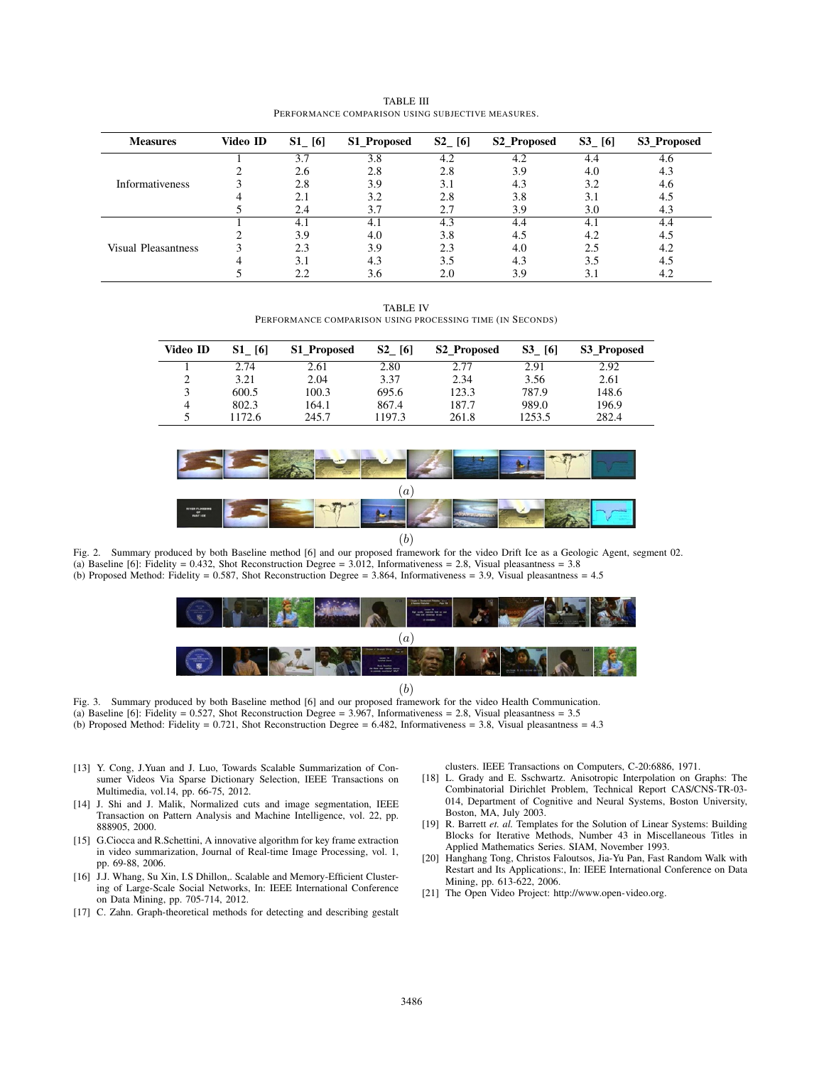TABLE III
PERFORMANCE COMPARISON USING SUBJECTIVE MEASURES.

| Measures | Video ID | S1_ [6] | S1_Proposed | S2_ [6] | S2_Proposed | S3_ [6] | S3_Proposed |
|---|---|---|---|---|---|---|---|
| Informativeness | 1 | 3.7 | 3.8 | 4.2 | 4.2 | 4.4 | 4.6 |
| | 2 | 2.6 | 2.8 | 2.8 | 3.9 | 4.0 | 4.3 |
| | 3 | 2.8 | 3.9 | 3.1 | 4.3 | 3.2 | 4.6 |
| | 4 | 2.1 | 3.2 | 2.8 | 3.8 | 3.1 | 4.5 |
| | 5 | 2.4 | 3.7 | 2.7 | 3.9 | 3.0 | 4.3 |
| Visual Pleasantness | 1 | 4.1 | 4.1 | 4.3 | 4.4 | 4.1 | 4.4 |
| | 2 | 3.9 | 4.0 | 3.8 | 4.5 | 4.2 | 4.5 |
| | 3 | 2.3 | 3.9 | 2.3 | 4.0 | 2.5 | 4.2 |
| | 4 | 3.1 | 4.3 | 3.5 | 4.3 | 3.5 | 4.5 |
| | 5 | 2.2 | 3.6 | 2.0 | 3.9 | 3.1 | 4.2 |

TABLE IV
PERFORMANCE COMPARISON USING PROCESSING TIME (IN SECONDS)

| Video ID | S1_ [6] | S1_Proposed | S2_ [6] | S2_Proposed | S3_ [6] | S3_Proposed |
|---|---|---|---|---|---|---|
| 1 | 2.74 | 2.61 | 2.80 | 2.77 | 2.91 | 2.92 |
| 2 | 3.21 | 2.04 | 3.37 | 2.34 | 3.56 | 2.61 |
| 3 | 600.5 | 100.3 | 695.6 | 123.3 | 787.9 | 148.6 |
| 4 | 802.3 | 164.1 | 867.4 | 187.7 | 989.0 | 196.9 |
| 5 | 1172.6 | 245.7 | 1197.3 | 261.8 | 1253.5 | 282.4 |

$(a)$

$(b)$

Fig. 2. Summary produced by both Baseline method [6] and our proposed framework for the video Drift Ice as a Geologic Agent, segment 02.
(a) Baseline [6]: Fidelity = 0.432, Shot Reconstruction Degree = 3.012, Informativeness = 2.8, Visual pleasantness = 3.8
(b) Proposed Method: Fidelity = 0.587, Shot Reconstruction Degree = 3.864, Informativeness = 3.9, Visual pleasantness = 4.5

$(a)$

$(b)$

Fig. 3. Summary produced by both Baseline method [6] and our proposed framework for the video Health Communication.
(a) Baseline [6]: Fidelity = 0.527, Shot Reconstruction Degree = 3.967, Informativeness = 2.8, Visual pleasantness = 3.5
(b) Proposed Method: Fidelity = 0.721, Shot Reconstruction Degree = 6.482, Informativeness = 3.8, Visual pleasantness = 4.3

[13] Y. Cong, J.Yuan and J. Luo, Towards Scalable Summarization of Consumer Videos Via Sparse Dictionary Selection, IEEE Transactions on Multimedia, vol.14, pp. 66-75, 2012.

[14] J. Shi and J. Malik, Normalized cuts and image segmentation, IEEE Transaction on Pattern Analysis and Machine Intelligence, vol. 22, pp. 888905, 2000.

[15] G.Ciocca and R.Schettini, A innovative algorithm for key frame extraction in video summarization, Journal of Real-time Image Processing, vol. 1, pp. 69-88, 2006.

[16] J.J. Whang, Su Xin, I.S Dhillon,. Scalable and Memory-Efficient Clustering of Large-Scale Social Networks, In: IEEE International Conference on Data Mining, pp. 705-714, 2012.

[17] C. Zahn. Graph-theoretical methods for detecting and describing gestalt clusters. IEEE Transactions on Computers, C-20:6886, 1971.

[18] L. Grady and E. Sschwartz. Anisotropic Interpolation on Graphs: The Combinatorial Dirichlet Problem, Technical Report CAS/CNS-TR-03-014, Department of Cognitive and Neural Systems, Boston University, Boston, MA, July 2003.

[19] R. Barrett *et. al.* Templates for the Solution of Linear Systems: Building Blocks for Iterative Methods, Number 43 in Miscellaneous Titles in Applied Mathematics Series. SIAM, November 1993.

[20] Hanghang Tong, Christos Faloutsos, Jia-Yu Pan, Fast Random Walk with Restart and Its Applications:, In: IEEE International Conference on Data Mining, pp. 613-622, 2006.

[21] The Open Video Project: http://www.open-video.org.